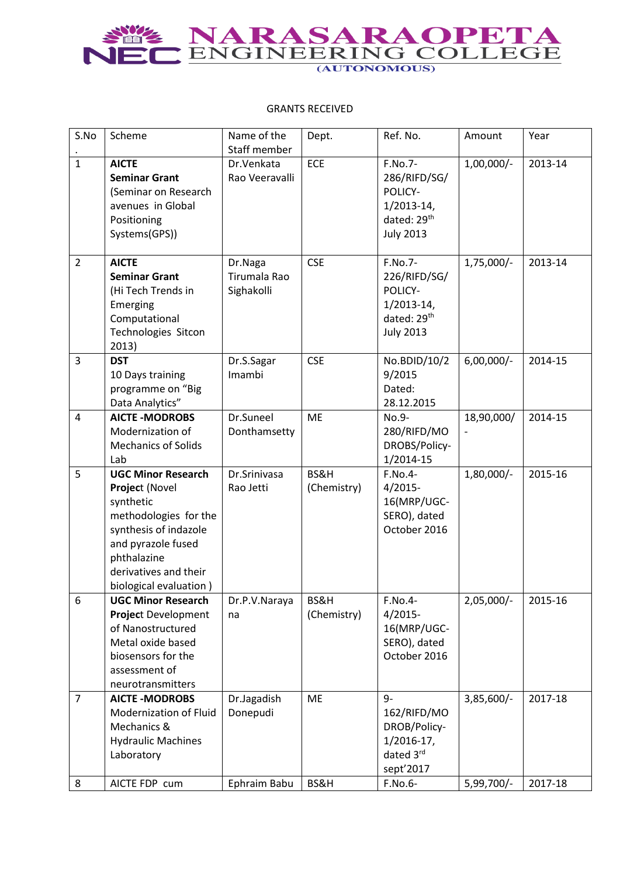# NARASARAOPETA ENGINEERING COLLEGE
(AUTONOMOUS)

GRANTS RECEIVED

| S.No. | Scheme | Name of the Staff member | Dept. | Ref. No. | Amount | Year |
|---|---|---|---|---|---|---|
| 1 | **AICTE Seminar Grant** (Seminar on Research avenues in Global Positioning Systems(GPS)) | Dr.Venkata Rao Veeravalli | ECE | F.No.7-286/RIFD/SG/ POLICY-1/2013-14, dated: 29th July 2013 | 1,00,000/- | 2013-14 |
| 2 | **AICTE Seminar Grant** (Hi Tech Trends in Emerging Computational Technologies Sitcon 2013) | Dr.Naga Tirumala Rao Sighakolli | CSE | F.No.7-226/RIFD/SG/ POLICY-1/2013-14, dated: 29th July 2013 | 1,75,000/- | 2013-14 |
| 3 | **DST** 10 Days training programme on "Big Data Analytics" | Dr.S.Sagar Imambi | CSE | No.BDID/10/29/2015 Dated: 28.12.2015 | 6,00,000/- | 2014-15 |
| 4 | **AICTE -MODROBS** Modernization of Mechanics of Solids Lab | Dr.Suneel Donthamsetty | ME | No.9-280/RIFD/MODROBS/Policy-1/2014-15 | 18,90,000/- | 2014-15 |
| 5 | **UGC Minor Research Project** (Novel synthetic methodologies for the synthesis of indazole and pyrazole fused phthalazine derivatives and their biological evaluation ) | Dr.Srinivasa Rao Jetti | BS&H (Chemistry) | F.No.4-4/2015-16(MRP/UGC-SERO), dated October 2016 | 1,80,000/- | 2015-16 |
| 6 | **UGC Minor Research Project** Development of Nanostructured Metal oxide based biosensors for the assessment of neurotransmitters | Dr.P.V.Narayana | BS&H (Chemistry) | F.No.4-4/2015-16(MRP/UGC-SERO), dated October 2016 | 2,05,000/- | 2015-16 |
| 7 | **AICTE -MODROBS** Modernization of Fluid Mechanics & Hydraulic Machines Laboratory | Dr.Jagadish Donepudi | ME | 9-162/RIFD/MODROB/Policy-1/2016-17, dated 3rd sept'2017 | 3,85,600/- | 2017-18 |
| 8 | AICTE FDP cum | Ephraim Babu | BS&H | F.No.6- | 5,99,700/- | 2017-18 |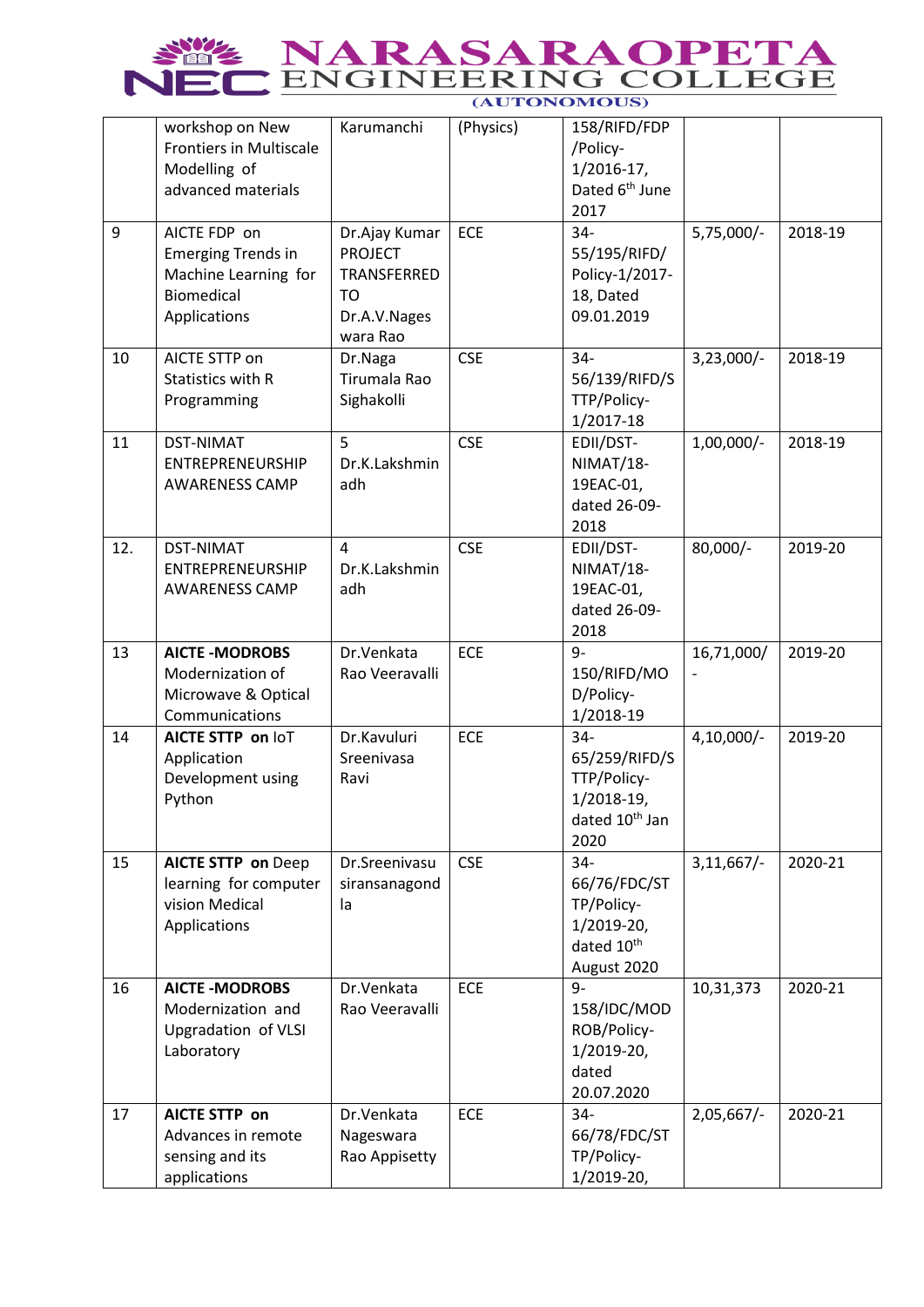| | | | | | | |
|---|---|---|---|---|---|---|
| | workshop on New Frontiers in Multiscale Modelling of advanced materials | Karumanchi | (Physics) | 158/RIFD/FDP /Policy-1/2016-17, Dated 6th June 2017 | | |
| 9 | AICTE FDP on Emerging Trends in Machine Learning for Biomedical Applications | Dr.Ajay Kumar PROJECT TRANSFERRED TO Dr.A.V.Nageswara Rao | ECE | 34-55/195/RIFD/ Policy-1/2017-18, Dated 09.01.2019 | 5,75,000/- | 2018-19 |
| 10 | AICTE STTP on Statistics with R Programming | Dr.Naga Tirumala Rao Sighakolli | CSE | 34-56/139/RIFD/STTP/Policy-1/2017-18 | 3,23,000/- | 2018-19 |
| 11 | DST-NIMAT ENTREPRENEURSHIP AWARENESS CAMP | 5 Dr.K.Lakshminadh | CSE | EDII/DST-NIMAT/18-19EAC-01, dated 26-09-2018 | 1,00,000/- | 2018-19 |
| 12. | DST-NIMAT ENTREPRENEURSHIP AWARENESS CAMP | 4 Dr.K.Lakshminadh | CSE | EDII/DST-NIMAT/18-19EAC-01, dated 26-09-2018 | 80,000/- | 2019-20 |
| 13 | **AICTE -MODROBS** Modernization of Microwave & Optical Communications | Dr.Venkata Rao Veeravalli | ECE | 9-150/RIFD/MOD/Policy-1/2018-19 | 16,71,000/- | 2019-20 |
| 14 | **AICTE STTP on** IoT Application Development using Python | Dr.Kavuluri Sreenivasa Ravi | ECE | 34-65/259/RIFD/STTP/Policy-1/2018-19, dated 10th Jan 2020 | 4,10,000/- | 2019-20 |
| 15 | **AICTE STTP on** Deep learning for computer vision Medical Applications | Dr.Sreenivasu siransanagondla | CSE | 34-66/76/FDC/STTP/Policy-1/2019-20, dated 10th August 2020 | 3,11,667/- | 2020-21 |
| 16 | **AICTE -MODROBS** Modernization and Upgradation of VLSI Laboratory | Dr.Venkata Rao Veeravalli | ECE | 9-158/IDC/MODROB/Policy-1/2019-20, dated 20.07.2020 | 10,31,373 | 2020-21 |
| 17 | **AICTE STTP on** Advances in remote sensing and its applications | Dr.Venkata Nageswara Rao Appisetty | ECE | 34-66/78/FDC/STTP/Policy-1/2019-20, | 2,05,667/- | 2020-21 |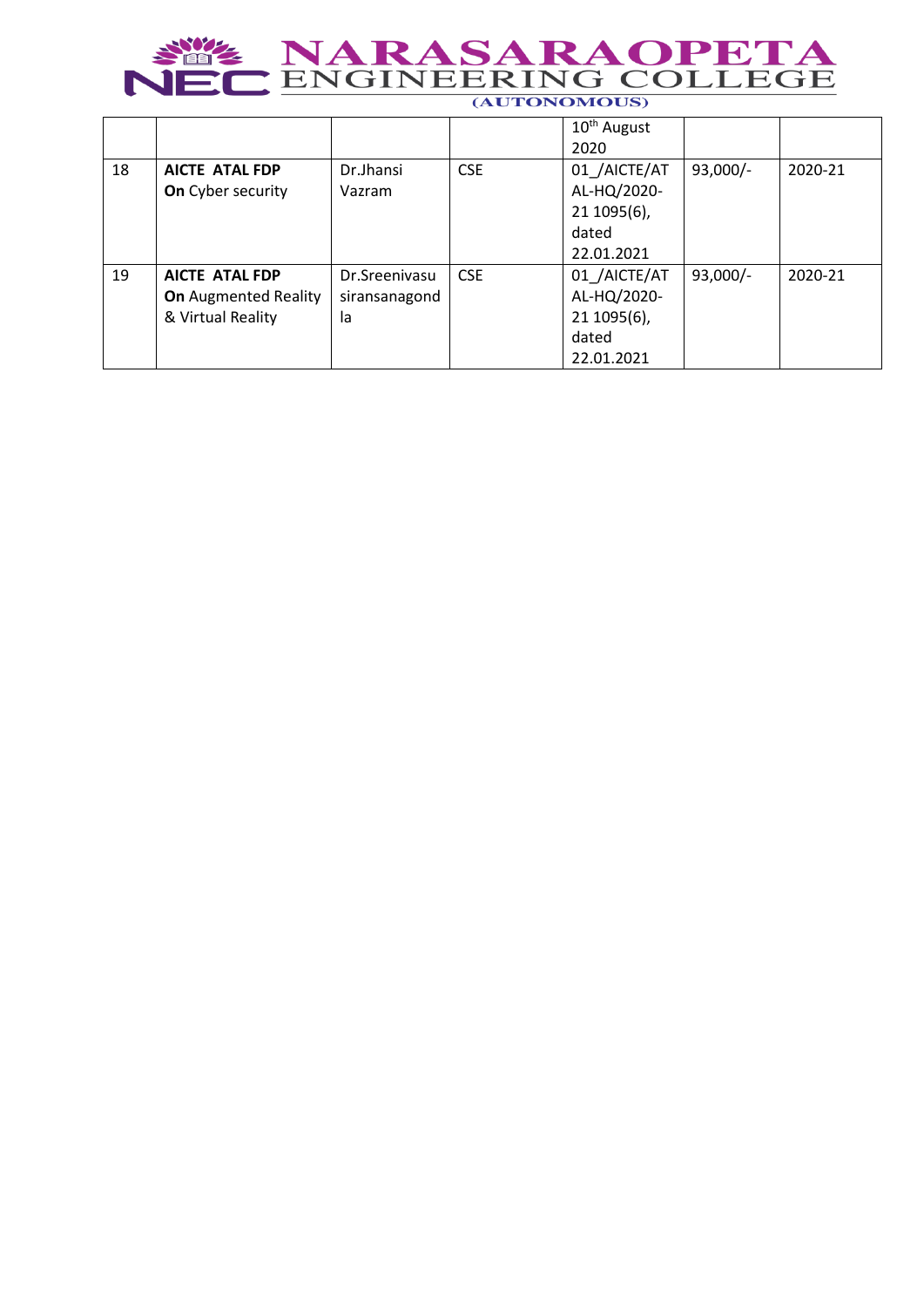| | | | | | | |
|---|---|---|---|---|---|---|
| | | | | 10th August 2020 | | |
| 18 | **AICTE ATAL FDP On** Cyber security | Dr.Jhansi Vazram | CSE | 01_/AICTE/ATAL-HQ/2020-21 1095(6), dated 22.01.2021 | 93,000/- | 2020-21 |
| 19 | **AICTE ATAL FDP On** Augmented Reality & Virtual Reality | Dr.Sreenivasu siransanagondla | CSE | 01_/AICTE/ATAL-HQ/2020-21 1095(6), dated 22.01.2021 | 93,000/- | 2020-21 |